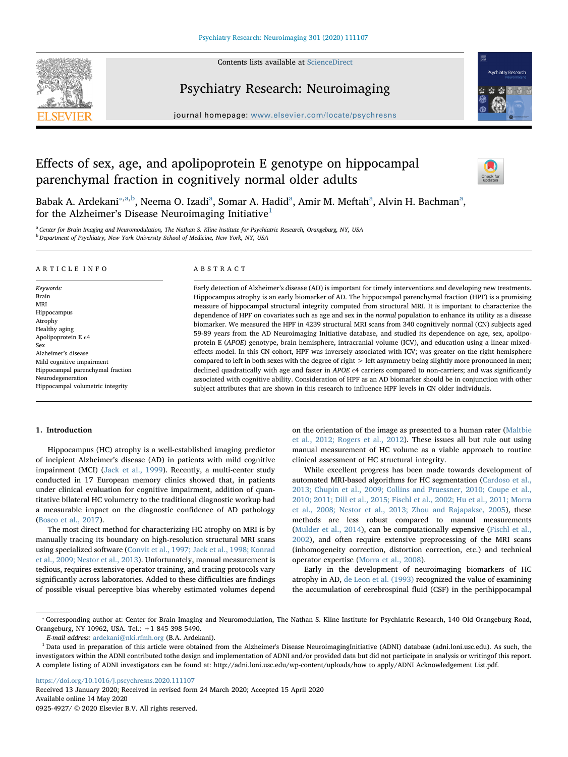# Effects of sex, age, and apolipoprotein E genotype on hippocampal parenchymal fraction in cognitively normal older adults

Babak A. Ardekani[*,a,b], Neema O. Izadi[a], Somar A. Hadid[a], Amir M. Meftah[a], Alvin H. Bachman[a], for the Alzheimer's Disease Neuroimaging Initiative[1]

[a] Center for Brain Imaging and Neuromodulation, The Nathan S. Kline Institute for Psychiatric Research, Orangeburg, NY, USA

[b] Department of Psychiatry, New York University School of Medicine, New York, NY, USA

## ARTICLE INFO

*Keywords:*
Brain
MRI
Hippocampus
Atrophy
Healthy aging
Apolipoprotein E ϵ4
Sex
Alzheimer's disease
Mild cognitive impairment
Hippocampal parenchymal fraction
Neurodegeneration
Hippocampal volumetric integrity

## ABSTRACT

Early detection of Alzheimer's disease (AD) is important for timely interventions and developing new treatments. Hippocampus atrophy is an early biomarker of AD. The hippocampal parenchymal fraction (HPF) is a promising measure of hippocampal structural integrity computed from structural MRI. It is important to characterize the dependence of HPF on covariates such as age and sex in the *normal* population to enhance its utility as a disease biomarker. We measured the HPF in 4239 structural MRI scans from 340 cognitively normal (CN) subjects aged 59-89 years from the AD Neuroimaging Initiative database, and studied its dependence on age, sex, apolipoprotein E (*APOE*) genotype, brain hemisphere, intracranial volume (ICV), and education using a linear mixed-effects model. In this CN cohort, HPF was inversely associated with ICV; was greater on the right hemisphere compared to left in both sexes with the degree of right > left asymmetry being slightly more pronounced in men; declined quadratically with age and faster in *APOE* ϵ4 carriers compared to non-carriers; and was significantly associated with cognitive ability. Consideration of HPF as an AD biomarker should be in conjunction with other subject attributes that are shown in this research to influence HPF levels in CN older individuals.

## 1. Introduction

Hippocampus (HC) atrophy is a well-established imaging predictor of incipient Alzheimer's disease (AD) in patients with mild cognitive impairment (MCI) (Jack et al., 1999). Recently, a multi-center study conducted in 17 European memory clinics showed that, in patients under clinical evaluation for cognitive impairment, addition of quantitative bilateral HC volumetry to the traditional diagnostic workup had a measurable impact on the diagnostic confidence of AD pathology (Bosco et al., 2017).

The most direct method for characterizing HC atrophy on MRI is by manually tracing its boundary on high-resolution structural MRI scans using specialized software (Convit et al., 1997; Jack et al., 1998; Konrad et al., 2009; Nestor et al., 2013). Unfortunately, manual measurement is tedious, requires extensive operator training, and tracing protocols vary significantly across laboratories. Added to these difficulties are findings of possible visual perceptive bias whereby estimated volumes depend on the orientation of the image as presented to a human rater (Maltbie et al., 2012; Rogers et al., 2012). These issues all but rule out using manual measurement of HC volume as a viable approach to routine clinical assessment of HC structural integrity.

While excellent progress has been made towards development of automated MRI-based algorithms for HC segmentation (Cardoso et al., 2013; Chupin et al., 2009; Collins and Pruessner, 2010; Coupe et al., 2010; 2011; Dill et al., 2015; Fischl et al., 2002; Hu et al., 2011; Morra et al., 2008; Nestor et al., 2013; Zhou and Rajapakse, 2005), these methods are less robust compared to manual measurements (Mulder et al., 2014), can be computationally expensive (Fischl et al., 2002), and often require extensive preprocessing of the MRI scans (inhomogeneity correction, distortion correction, etc.) and technical operator expertise (Morra et al., 2008).

Early in the development of neuroimaging biomarkers of HC atrophy in AD, de Leon et al. (1993) recognized the value of examining the accumulation of cerebrospinal fluid (CSF) in the perihippocampal

---

[*] Corresponding author at: Center for Brain Imaging and Neuromodulation, The Nathan S. Kline Institute for Psychiatric Research, 140 Old Orangeburg Road, Orangeburg, NY 10962, USA. Tel.: +1 845 398 5490.

*E-mail address:* ardekani@nki.rfmh.org (B.A. Ardekani).

[1] Data used in preparation of this article were obtained from the Alzheimer's Disease NeuroimagingInitiative (ADNI) database (adni.loni.usc.edu). As such, the investigators within the ADNI contributed tothe design and implementation of ADNI and/or provided data but did not participate in analysis or writingof this report. A complete listing of ADNI investigators can be found at: http://adni.loni.usc.edu/wp-content/uploads/how to apply/ADNI Acknowledgement List.pdf.

https://doi.org/10.1016/j.pscychresns.2020.111107
Received 13 January 2020; Received in revised form 24 March 2020; Accepted 15 April 2020
Available online 14 May 2020
0925-4927/ © 2020 Elsevier B.V. All rights reserved.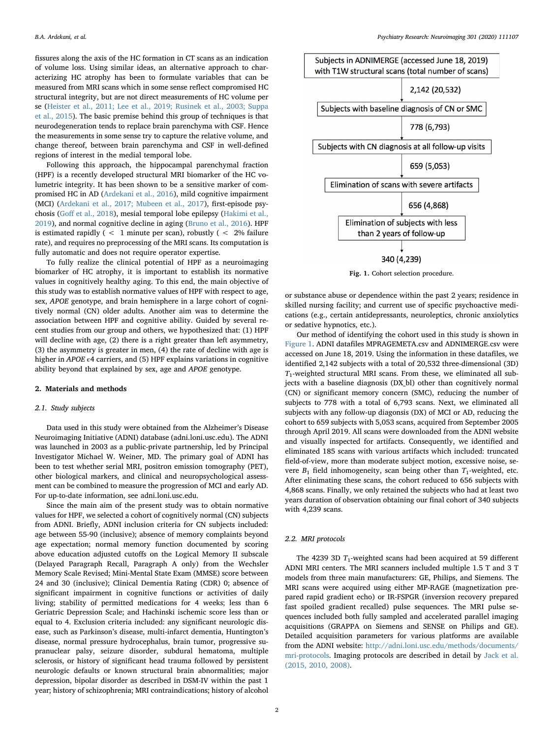fissures along the axis of the HC formation in CT scans as an indication of volume loss. Using similar ideas, an alternative approach to characterizing HC atrophy has been to formulate variables that can be measured from MRI scans which in some sense reflect compromised HC structural integrity, but are not direct measurements of HC volume per se (Heister et al., 2011; Lee et al., 2019; Rusinek et al., 2003; Suppa et al., 2015). The basic premise behind this group of techniques is that neurodegeneration tends to replace brain parenchyma with CSF. Hence the measurements in some sense try to capture the relative volume, and change thereof, between brain parenchyma and CSF in well-defined regions of interest in the medial temporal lobe.

Following this approach, the hippocampal parenchymal fraction (HPF) is a recently developed structural MRI biomarker of the HC volumetric integrity. It has been shown to be a sensitive marker of compromised HC in AD (Ardekani et al., 2016), mild cognitive impairment (MCI) (Ardekani et al., 2017; Mubeen et al., 2017), first-episode psychosis (Goff et al., 2018), mesial temporal lobe epilepsy (Hakimi et al., 2019), and normal cognitive decline in aging (Bruno et al., 2016). HPF is estimated rapidly ( < 1 minute per scan), robustly ( < 2% failure rate), and requires no preprocessing of the MRI scans. Its computation is fully automatic and does not require operator expertise.

To fully realize the clinical potential of HPF as a neuroimaging biomarker of HC atrophy, it is important to establish its normative values in cognitively healthy aging. To this end, the main objective of this study was to establish normative values of HPF with respect to age, sex, *APOE* genotype, and brain hemisphere in a large cohort of cognitively normal (CN) older adults. Another aim was to determine the association between HPF and cognitive ability. Guided by several recent studies from our group and others, we hypothesized that: (1) HPF will decline with age, (2) there is a right greater than left asymmetry, (3) the asymmetry is greater in men, (4) the rate of decline with age is higher in *APOE* ϵ4 carriers, and (5) HPF explains variations in cognitive ability beyond that explained by sex, age and *APOE* genotype.

## 2. Materials and methods

### 2.1. Study subjects

Data used in this study were obtained from the Alzheimer's Disease Neuroimaging Initiative (ADNI) database (adni.loni.usc.edu). The ADNI was launched in 2003 as a public-private partnership, led by Principal Investigator Michael W. Weiner, MD. The primary goal of ADNI has been to test whether serial MRI, positron emission tomography (PET), other biological markers, and clinical and neuropsychological assessment can be combined to measure the progression of MCI and early AD. For up-to-date information, see adni.loni.usc.edu.

Since the main aim of the present study was to obtain normative values for HPF, we selected a cohort of cognitively normal (CN) subjects from ADNI. Briefly, ADNI inclusion criteria for CN subjects included: age between 55-90 (inclusive); absence of memory complaints beyond age expectation; normal memory function documented by scoring above education adjusted cutoffs on the Logical Memory II subscale (Delayed Paragraph Recall, Paragraph A only) from the Wechsler Memory Scale Revised; Mini-Mental State Exam (MMSE) score between 24 and 30 (inclusive); Clinical Dementia Rating (CDR) 0; absence of significant impairment in cognitive functions or activities of daily living; stability of permitted medications for 4 weeks; less than 6 Geriatric Depression Scale; and Hachinski ischemic score less than or equal to 4. Exclusion criteria included: any significant neurologic disease, such as Parkinson's disease, multi-infarct dementia, Huntington's disease, normal pressure hydrocephalus, brain tumor, progressive supranuclear palsy, seizure disorder, subdural hematoma, multiple sclerosis, or history of significant head trauma followed by persistent neurologic defaults or known structural brain abnormalities; major depression, bipolar disorder as described in DSM-IV within the past 1 year; history of schizophrenia; MRI contraindications; history of alcohol or substance abuse or dependence within the past 2 years; residence in skilled nursing facility; and current use of specific psychoactive medications (e.g., certain antidepressants, neuroleptics, chronic anxiolytics or sedative hypnotics, etc.).

Our method of identifying the cohort used in this study is shown in Figure 1. ADNI datafiles MPRAGEMETA.csv and ADNIMERGE.csv were accessed on June 18, 2019. Using the information in these datafiles, we identified 2,142 subjects with a total of 20,532 three-dimensional (3D) $T_1$-weighted structural MRI scans. From these, we eliminated all subjects with a baseline diagnosis (DX_bl) other than cognitively normal (CN) or significant memory concern (SMC), reducing the number of subjects to 778 with a total of 6,793 scans. Next, we eliminated all subjects with any follow-up diagonsis (DX) of MCI or AD, reducing the cohort to 659 subjects with 5,053 scans, acquired from September 2005 through April 2019. All scans were downloaded from the ADNI website and visually inspected for artifacts. Consequently, we identified and eliminated 185 scans with various artifacts which included: truncated field-of-view, more than moderate subject motion, excessive noise, severe $B_1$ field inhomogeneity, scan being other than $T_1$-weighted, etc. After elinimating these scans, the cohort reduced to 656 subjects with 4,868 scans. Finally, we only retained the subjects who had at least two years duration of observation obtaining our final cohort of 340 subjects with 4,239 scans.

Subjects in ADNIMERGE (accessed June 18, 2019) with T1W structural scans (total number of scans)
↓ 2,142 (20,532)
Subjects with baseline diagnosis of CN or SMC
↓ 778 (6,793)
Subjects with CN diagnosis at all follow-up visits
↓ 659 (5,053)
Elimination of scans with severe artifacts
↓ 656 (4,868)
Elimination of subjects with less than 2 years of follow-up
↓ 340 (4,239)

**Fig. 1.** Cohort selection procedure.

### 2.2. MRI protocols

The 4239 3D $T_1$-weighted scans had been acquired at 59 different ADNI MRI centers. The MRI scanners included multiple 1.5 T and 3 T models from three main manufacturers: GE, Philips, and Siemens. The MRI scans were acquired using either MP-RAGE (magnetization prepared rapid gradient echo) or IR-FSPGR (inversion recovery prepared fast spoiled gradient recalled) pulse sequences. The MRI pulse sequences included both fully sampled and accelerated parallel imaging acquisitions (GRAPPA on Siemens and SENSE on Philips and GE). Detailed acquisition parameters for various platforms are available from the ADNI website: http://adni.loni.usc.edu/methods/documents/mri-protocols. Imaging protocols are described in detail by Jack et al. (2015, 2010, 2008).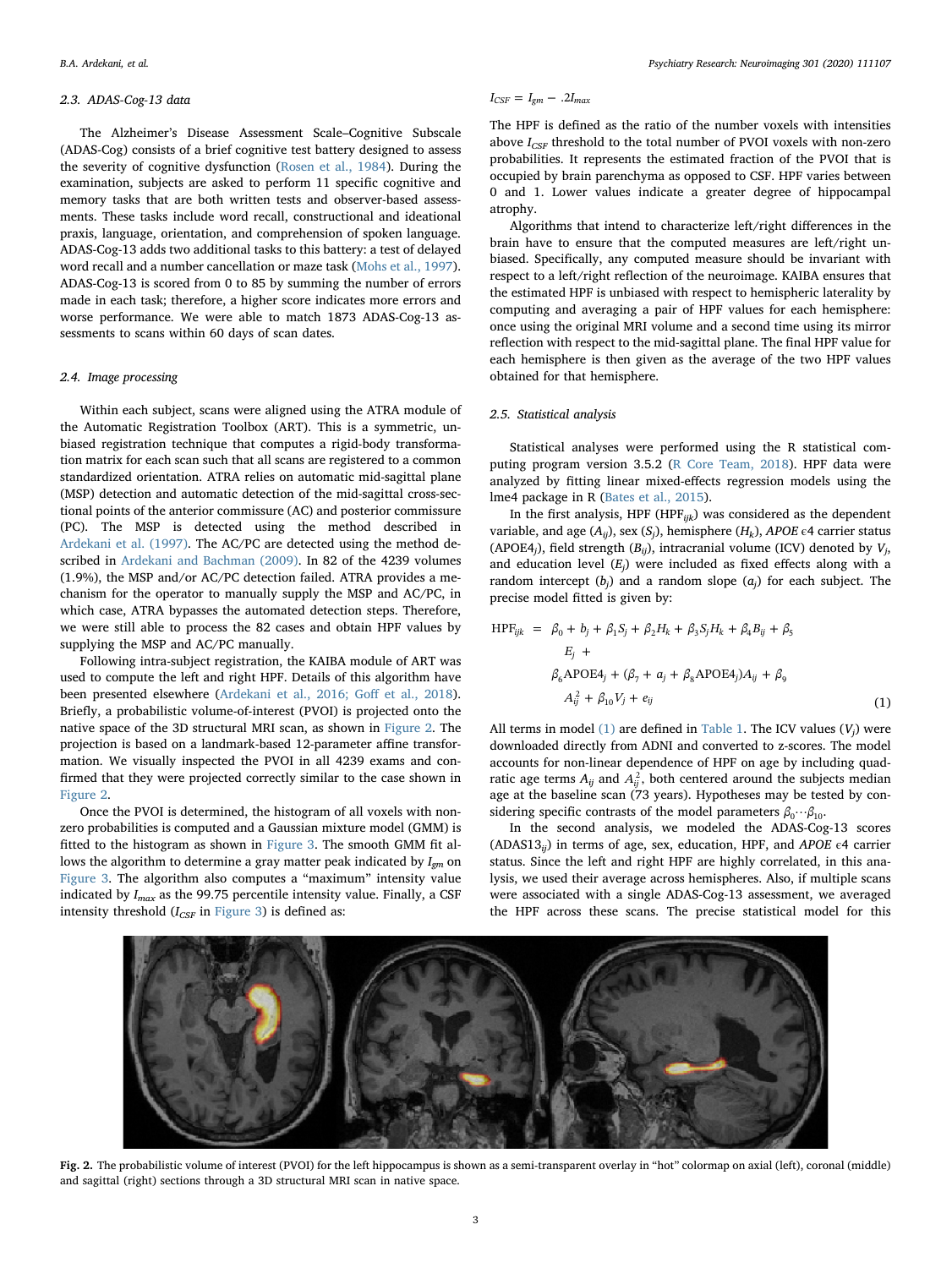### 2.3. ADAS-Cog-13 data

The Alzheimer's Disease Assessment Scale–Cognitive Subscale (ADAS-Cog) consists of a brief cognitive test battery designed to assess the severity of cognitive dysfunction (Rosen et al., 1984). During the examination, subjects are asked to perform 11 specific cognitive and memory tasks that are both written tests and observer-based assessments. These tasks include word recall, constructional and ideational praxis, language, orientation, and comprehension of spoken language. ADAS-Cog-13 adds two additional tasks to this battery: a test of delayed word recall and a number cancellation or maze task (Mohs et al., 1997). ADAS-Cog-13 is scored from 0 to 85 by summing the number of errors made in each task; therefore, a higher score indicates more errors and worse performance. We were able to match 1873 ADAS-Cog-13 assessments to scans within 60 days of scan dates.

### 2.4. Image processing

Within each subject, scans were aligned using the ATRA module of the Automatic Registration Toolbox (ART). This is a symmetric, unbiased registration technique that computes a rigid-body transformation matrix for each scan such that all scans are registered to a common standardized orientation. ATRA relies on automatic mid-sagittal plane (MSP) detection and automatic detection of the mid-sagittal cross-sectional points of the anterior commissure (AC) and posterior commissure (PC). The MSP is detected using the method described in Ardekani et al. (1997). The AC/PC are detected using the method described in Ardekani and Bachman (2009). In 82 of the 4239 volumes (1.9%), the MSP and/or AC/PC detection failed. ATRA provides a mechanism for the operator to manually supply the MSP and AC/PC, in which case, ATRA bypasses the automated detection steps. Therefore, we were still able to process the 82 cases and obtain HPF values by supplying the MSP and AC/PC manually.

Following intra-subject registration, the KAIBA module of ART was used to compute the left and right HPF. Details of this algorithm have been presented elsewhere (Ardekani et al., 2016; Goff et al., 2018). Briefly, a probabilistic volume-of-interest (PVOI) is projected onto the native space of the 3D structural MRI scan, as shown in Figure 2. The projection is based on a landmark-based 12-parameter affine transformation. We visually inspected the PVOI in all 4239 exams and confirmed that they were projected correctly similar to the case shown in Figure 2.

Once the PVOI is determined, the histogram of all voxels with non-zero probabilities is computed and a Gaussian mixture model (GMM) is fitted to the histogram as shown in Figure 3. The smooth GMM fit allows the algorithm to determine a gray matter peak indicated by $I_{gm}$ on Figure 3. The algorithm also computes a "maximum" intensity value indicated by $I_{max}$ as the 99.75 percentile intensity value. Finally, a CSF intensity threshold ($I_{CSF}$ in Figure 3) is defined as:

$$I_{CSF} = I_{gm} - .2I_{max}$$

The HPF is defined as the ratio of the number voxels with intensities above $I_{CSF}$ threshold to the total number of PVOI voxels with non-zero probabilities. It represents the estimated fraction of the PVOI that is occupied by brain parenchyma as opposed to CSF. HPF varies between 0 and 1. Lower values indicate a greater degree of hippocampal atrophy.

Algorithms that intend to characterize left/right differences in the brain have to ensure that the computed measures are left/right unbiased. Specifically, any computed measure should be invariant with respect to a left/right reflection of the neuroimage. KAIBA ensures that the estimated HPF is unbiased with respect to hemispheric laterality by computing and averaging a pair of HPF values for each hemisphere: once using the original MRI volume and a second time using its mirror reflection with respect to the mid-sagittal plane. The final HPF value for each hemisphere is then given as the average of the two HPF values obtained for that hemisphere.

### 2.5. Statistical analysis

Statistical analyses were performed using the R statistical computing program version 3.5.2 (R Core Team, 2018). HPF data were analyzed by fitting linear mixed-effects regression models using the lme4 package in R (Bates et al., 2015).

In the first analysis, HPF ($HPF_{ijk}$) was considered as the dependent variable, and age ($A_{ij}$), sex ($S_j$), hemisphere ($H_k$), *APOE* $\epsilon$4 carrier status ($APOE4_j$), field strength ($B_{ij}$), intracranial volume (ICV) denoted by $V_j$, and education level ($E_j$) were included as fixed effects along with a random intercept ($b_j$) and a random slope ($a_j$) for each subject. The precise model fitted is given by:

$$\begin{aligned} HPF_{ijk} = \; & \beta_0 + b_j + \beta_1 S_j + \beta_2 H_k + \beta_3 S_j H_k + \beta_4 B_{ij} + \beta_5 \\ & E_j + \\ & \beta_6 APOE4_j + (\beta_7 + a_j + \beta_8 APOE4_j) A_{ij} + \beta_9 \\ & A_{ij}^2 + \beta_{10} V_j + e_{ij} \end{aligned} \quad (1)$$

All terms in model (1) are defined in Table 1. The ICV values ($V_j$) were downloaded directly from ADNI and converted to z-scores. The model accounts for non-linear dependence of HPF on age by including quadratic age terms $A_{ij}$ and $A_{ij}^2$, both centered around the subjects median age at the baseline scan (73 years). Hypotheses may be tested by considering specific contrasts of the model parameters $\beta_0 \cdots \beta_{10}$.

In the second analysis, we modeled the ADAS-Cog-13 scores ($ADAS13_{ij}$) in terms of age, sex, education, HPF, and *APOE* $\epsilon$4 carrier status. Since the left and right HPF are highly correlated, in this analysis, we used their average across hemispheres. Also, if multiple scans were associated with a single ADAS-Cog-13 assessment, we averaged the HPF across these scans. The precise statistical model for this

**Fig. 2.** The probabilistic volume of interest (PVOI) for the left hippocampus is shown as a semi-transparent overlay in "hot" colormap on axial (left), coronal (middle) and sagittal (right) sections through a 3D structural MRI scan in native space.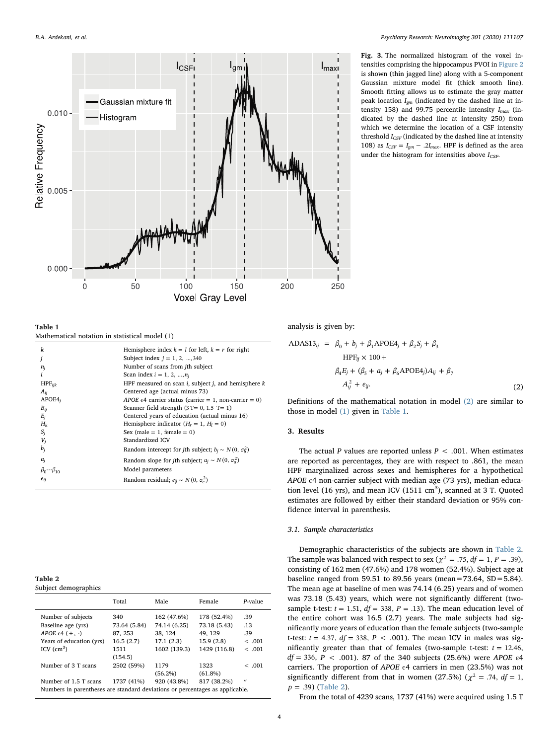**Fig. 3.** The normalized histogram of the voxel intensities comprising the hippocampus PVOI in Figure 2 is shown (thin jagged line) along with a 5-component Gaussian mixture model fit (thick smooth line). Smooth fitting allows us to estimate the gray matter peak location $I_{gm}$ (indicated by the dashed line at intensity 158) and 99.75 percentile intensity $I_{max}$ (indicated by the dashed line at intensity 250) from which we determine the location of a CSF intensity threshold $I_{CSF}$ (indicated by the dashed line at intensity 108) as $I_{CSF} = I_{gm} - .2I_{max}$. HPF is defined as the area under the histogram for intensities above $I_{CSF}$.

**Table 1**
Mathematical notation in statistical model (1)

| | |
|---|---|
| $k$ | Hemisphere index $k = l$ for left, $k = r$ for right |
| $j$ | Subject index $j = 1, 2, ..., 340$ |
| $n_j$ | Number of scans from $j$th subject |
| $i$ | Scan index $i = 1, 2, ..., n_j$ |
| $\text{HPF}_{ijk}$ | HPF measured on scan $i$, subject $j$, and hemisphere $k$ |
| $A_{ij}$ | Centered age (actual minus 73) |
| $\text{APOE4}_j$ | *APOE* ϵ4 carrier status (carrier = 1, non-carrier = 0) |
| $B_{ij}$ | Scanner field strength (3 T= 0, 1.5 T= 1) |
| $E_j$ | Centered years of education (actual minus 16) |
| $H_k$ | Hemisphere indicator ($H_r = 1$, $H_l = 0$) |
| $S_j$ | Sex (male = 1, female = 0) |
| $V_j$ | Standardized ICV |
| $b_j$ | Random intercept for $j$th subject; $b_j \sim N(0, \sigma_b^2)$ |
| $a_j$ | Random slope for $j$th subject; $a_j \sim N(0, \sigma_a^2)$ |
| $\beta_0 \cdots \beta_{10}$ | Model parameters |
| $e_{ij}$ | Random residual; $e_{ij} \sim N(0, \sigma_e^2)$ |

**Table 2**
Subject demographics

| | Total | Male | Female | *P*-value |
|---|---|---|---|---|
| Number of subjects | 340 | 162 (47.6%) | 178 (52.4%) | .39 |
| Baseline age (yrs) | 73.64 (5.84) | 74.14 (6.25) | 73.18 (5.43) | .13 |
| *APOE* ϵ4 (+, -) | 87, 253 | 38, 124 | 49, 129 | .39 |
| Years of education (yrs) | 16.5 (2.7) | 17.1 (2.3) | 15.9 (2.8) | < .001 |
| ICV (cm$^3$) | 1511 (154.5) | 1602 (139.3) | 1429 (116.8) | < .001 |
| Number of 3 T scans | 2502 (59%) | 1179 (56.2%) | 1323 (61.8%) | < .001 |
| Number of 1.5 T scans | 1737 (41%) | 920 (43.8%) | 817 (38.2%) | ″ |

Numbers in parentheses are standard deviations or percentages as applicable.

analysis is given by:

$$\begin{aligned}
\text{ADAS13}_{ij} = \; & \beta_0 + b_j + \beta_1 \text{APOE4}_j + \beta_2 S_j + \beta_3 \\
& \text{HPF}_{ij} \times 100 + \\
& \beta_4 E_j + (\beta_5 + a_j + \beta_6 \text{APOE4}_j) A_{ij} + \beta_7 \\
& A_{ij}^2 + e_{ij}.
\end{aligned} \tag{2}$$

Definitions of the mathematical notation in model (2) are similar to those in model (1) given in Table 1.

## 3. Results

The actual $P$ values are reported unless $P < .001$. When estimates are reported as percentages, they are with respect to .861, the mean HPF marginalized across sexes and hemispheres for a hypothetical *APOE* ϵ4 non-carrier subject with median age (73 yrs), median education level (16 yrs), and mean ICV (1511 cm$^3$), scanned at 3 T. Quoted estimates are followed by either their standard deviation or 95% confidence interval in parenthesis.

### 3.1. Sample characteristics

Demographic characteristics of the subjects are shown in Table 2. The sample was balanced with respect to sex ($\chi^2 = .75$, $df = 1$, $P = .39$), consisting of 162 men (47.6%) and 178 women (52.4%). Subject age at baseline ranged from 59.51 to 89.56 years (mean = 73.64, SD = 5.84). The mean age at baseline of men was 74.14 (6.25) years and of women was 73.18 (5.43) years, which were not significantly different (two-sample t-test: $t = 1.51$, $df = 338$, $P = .13$). The mean education level of the entire cohort was 16.5 (2.7) years. The male subjects had significantly more years of education than the female subjects (two-sample t-test: $t = 4.37$, $df = 338$, $P < .001$). The mean ICV in males was significantly greater than that of females (two-sample t-test: $t = 12.46$, $df = 336$, $P < .001$). 87 of the 340 subjects (25.6%) were *APOE* ϵ4 carriers. The proportion of *APOE* ϵ4 carriers in men (23.5%) was not significantly different from that in women (27.5%) ($\chi^2 = .74$, $df = 1$, $p = .39$) (Table 2).

From the total of 4239 scans, 1737 (41%) were acquired using 1.5 T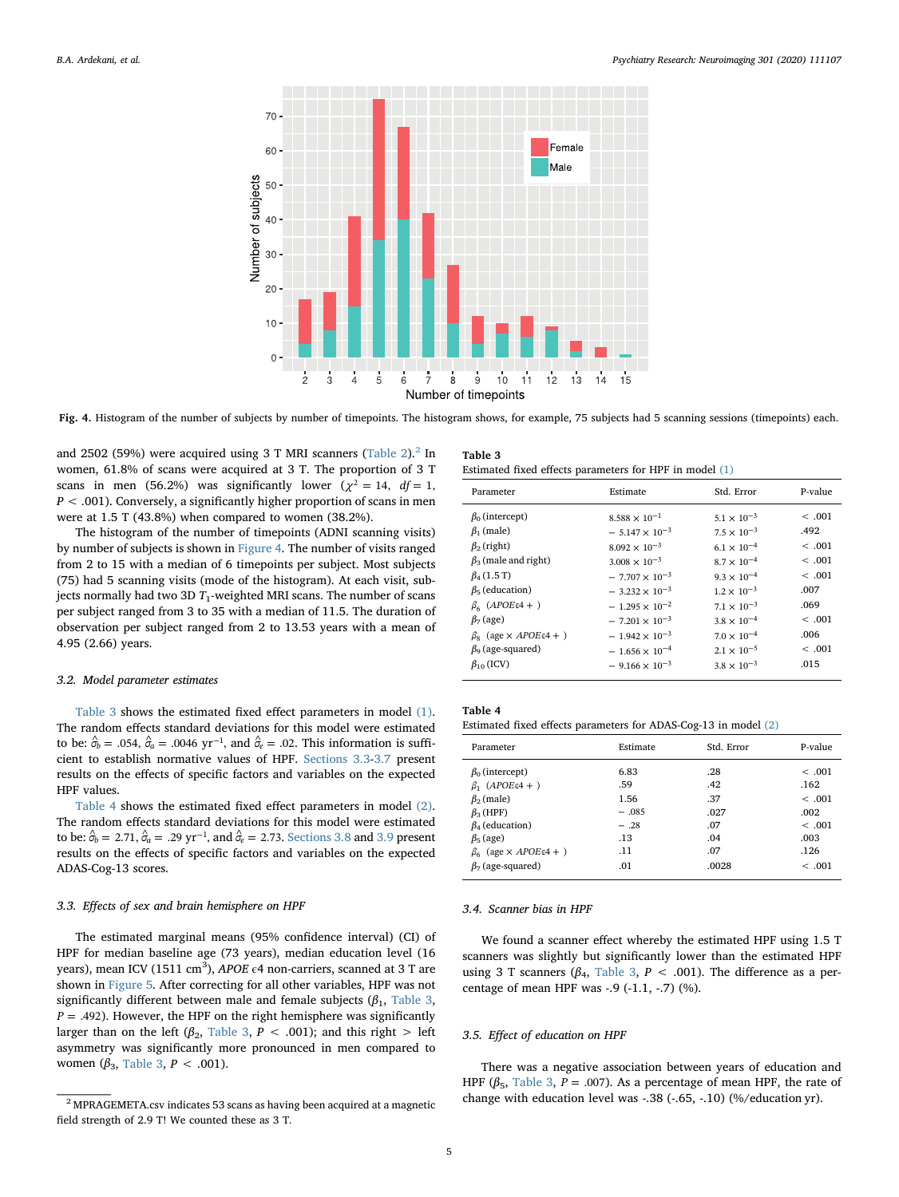**Fig. 4.** Histogram of the number of subjects by number of timepoints. The histogram shows, for example, 75 subjects had 5 scanning sessions (timepoints) each.

and 2502 (59%) were acquired using 3 T MRI scanners (Table 2).[2] In women, 61.8% of scans were acquired at 3 T. The proportion of 3 T scans in men (56.2%) was significantly lower ($\chi^2 = 14$, $df = 1$, $P < .001$). Conversely, a significantly higher proportion of scans in men were at 1.5 T (43.8%) when compared to women (38.2%).

The histogram of the number of timepoints (ADNI scanning visits) by number of subjects is shown in Figure 4. The number of visits ranged from 2 to 15 with a median of 6 timepoints per subject. Most subjects (75) had 5 scanning visits (mode of the histogram). At each visit, subjects normally had two 3D $T_1$-weighted MRI scans. The number of scans per subject ranged from 3 to 35 with a median of 11.5. The duration of observation per subject ranged from 2 to 13.53 years with a mean of 4.95 (2.66) years.

### 3.2. Model parameter estimates

Table 3 shows the estimated fixed effect parameters in model (1). The random effects standard deviations for this model were estimated to be: $\hat{\sigma}_b = .054$, $\hat{\sigma}_a = .0046$ yr$^{-1}$, and $\hat{\sigma}_\epsilon = .02$. This information is sufficient to establish normative values of HPF. Sections 3.3-3.7 present results on the effects of specific factors and variables on the expected HPF values.

Table 4 shows the estimated fixed effect parameters in model (2). The random effects standard deviations for this model were estimated to be: $\hat{\sigma}_b = 2.71$, $\hat{\sigma}_a = .29$ yr$^{-1}$, and $\hat{\sigma}_\epsilon = 2.73$. Sections 3.8 and 3.9 present results on the effects of specific factors and variables on the expected ADAS-Cog-13 scores.

### 3.3. Effects of sex and brain hemisphere on HPF

The estimated marginal means (95% confidence interval) (CI) of HPF for median baseline age (73 years), median education level (16 years), mean ICV (1511 cm$^3$), *APOE* ϵ4 non-carriers, scanned at 3 T are shown in Figure 5. After correcting for all other variables, HPF was not significantly different between male and female subjects ($\beta_1$, Table 3, $P = .492$). However, the HPF on the right hemisphere was significantly larger than on the left ($\beta_2$, Table 3, $P < .001$); and this right > left asymmetry was significantly more pronounced in men compared to women ($\beta_3$, Table 3, $P < .001$).

[2] MPRAGEMETA.csv indicates 53 scans as having been acquired at a magnetic field strength of 2.9 T! We counted these as 3 T.

**Table 3**
Estimated fixed effects parameters for HPF in model (1)

| Parameter | Estimate | Std. Error | P-value |
|---|---|---|---|
| $\beta_0$ (intercept) | $8.588 \times 10^{-1}$ | $5.1 \times 10^{-3}$ | < .001 |
| $\beta_1$ (male) | $-5.147 \times 10^{-3}$ | $7.5 \times 10^{-3}$ | .492 |
| $\beta_2$ (right) | $8.092 \times 10^{-3}$ | $6.1 \times 10^{-4}$ | < .001 |
| $\beta_3$ (male and right) | $3.008 \times 10^{-3}$ | $8.7 \times 10^{-4}$ | < .001 |
| $\beta_4$ (1.5 T) | $-7.707 \times 10^{-3}$ | $9.3 \times 10^{-4}$ | < .001 |
| $\beta_5$ (education) | $-3.232 \times 10^{-3}$ | $1.2 \times 10^{-3}$ | .007 |
| $\beta_6$ (*APOE*ϵ4 + ) | $-1.295 \times 10^{-2}$ | $7.1 \times 10^{-3}$ | .069 |
| $\beta_7$ (age) | $-7.201 \times 10^{-3}$ | $3.8 \times 10^{-4}$ | < .001 |
| $\beta_8$ (age × *APOE*ϵ4 + ) | $-1.942 \times 10^{-3}$ | $7.0 \times 10^{-4}$ | .006 |
| $\beta_9$ (age-squared) | $-1.656 \times 10^{-4}$ | $2.1 \times 10^{-5}$ | < .001 |
| $\beta_{10}$ (ICV) | $-9.166 \times 10^{-3}$ | $3.8 \times 10^{-3}$ | .015 |

**Table 4**
Estimated fixed effects parameters for ADAS-Cog-13 in model (2)

| Parameter | Estimate | Std. Error | P-value |
|---|---|---|---|
| $\beta_0$ (intercept) | 6.83 | .28 | < .001 |
| $\beta_1$ (*APOE*ϵ4 + ) | .59 | .42 | .162 |
| $\beta_2$ (male) | 1.56 | .37 | < .001 |
| $\beta_3$ (HPF) | − .085 | .027 | .002 |
| $\beta_4$ (education) | − .28 | .07 | < .001 |
| $\beta_5$ (age) | .13 | .04 | .003 |
| $\beta_6$ (age × *APOE*ϵ4 + ) | .11 | .07 | .126 |
| $\beta_7$ (age-squared) | .01 | .0028 | < .001 |

### 3.4. Scanner bias in HPF

We found a scanner effect whereby the estimated HPF using 1.5 T scanners was slightly but significantly lower than the estimated HPF using 3 T scanners ($\beta_4$, Table 3, $P < .001$). The difference as a percentage of mean HPF was -.9 (-1.1, -.7) (%).

### 3.5. Effect of education on HPF

There was a negative association between years of education and HPF ($\beta_5$, Table 3, $P = .007$). As a percentage of mean HPF, the rate of change with education level was -.38 (-.65, -.10) (%/education yr).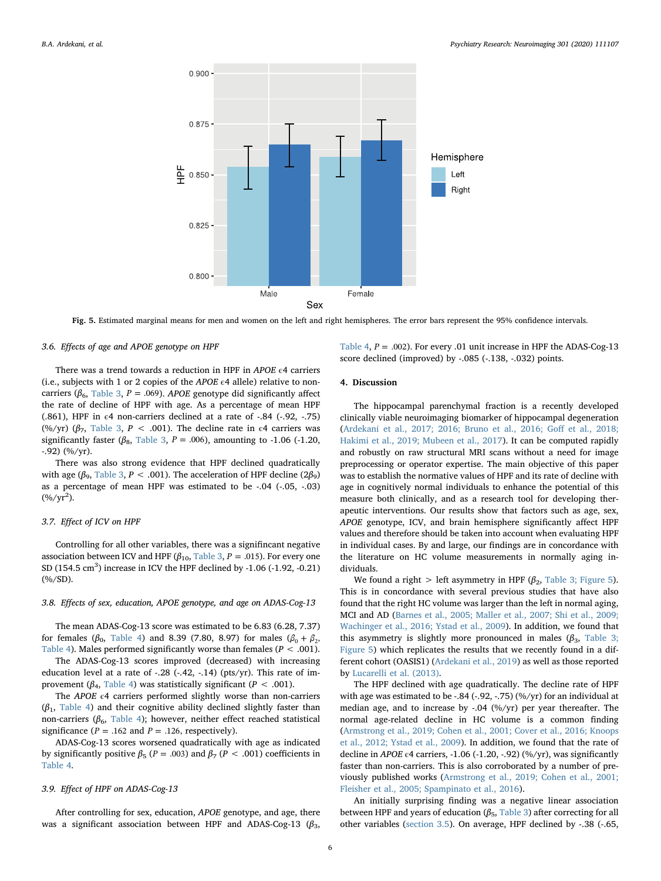Fig. 5. Estimated marginal means for men and women on the left and right hemispheres. The error bars represent the 95% confidence intervals.

### 3.6. Effects of age and APOE genotype on HPF

There was a trend towards a reduction in HPF in *APOE* ϵ4 carriers (i.e., subjects with 1 or 2 copies of the *APOE* ϵ4 allele) relative to non-carriers ($\beta_6$, Table 3, $P = .069$). *APOE* genotype did significantly affect the rate of decline of HPF with age. As a percentage of mean HPF (.861), HPF in ϵ4 non-carriers declined at a rate of -.84 (-.92, -.75) (%/yr) ($\beta_7$, Table 3, $P < .001$). The decline rate in ϵ4 carriers was significantly faster ($\beta_8$, Table 3, $P = .006$), amounting to -1.06 (-1.20, -.92) (%/yr).

There was also strong evidence that HPF declined quadratically with age ($\beta_9$, Table 3, $P < .001$). The acceleration of HPF decline ($2\beta_9$) as a percentage of mean HPF was estimated to be -.04 (-.05, -.03) (%/yr$^2$).

### 3.7. Effect of ICV on HPF

Controlling for all other variables, there was a signifincant negative association between ICV and HPF ($\beta_{10}$, Table 3, $P = .015$). For every one SD (154.5 cm$^3$) increase in ICV the HPF declined by -1.06 (-1.92, -0.21) (%/SD).

### 3.8. Effects of sex, education, APOE genotype, and age on ADAS-Cog-13

The mean ADAS-Cog-13 score was estimated to be 6.83 (6.28, 7.37) for females ($\beta_0$, Table 4) and 8.39 (7.80, 8.97) for males ($\beta_0 + \beta_2$, Table 4). Males performed significantly worse than females ($P < .001$).

The ADAS-Cog-13 scores improved (decreased) with increasing education level at a rate of -.28 (-.42, -.14) (pts/yr). This rate of improvement ($\beta_4$, Table 4) was statistically significant ($P < .001$).

The *APOE* ϵ4 carriers performed slightly worse than non-carriers ($\beta_1$, Table 4) and their cognitive ability declined slightly faster than non-carriers ($\beta_6$, Table 4); however, neither effect reached statistical significance ($P = .162$ and $P = .126$, respectively).

ADAS-Cog-13 scores worsened quadratically with age as indicated by significantly positive $\beta_5$ ($P = .003$) and $\beta_7$ ($P < .001$) coefficients in Table 4.

### 3.9. Effect of HPF on ADAS-Cog-13

After controlling for sex, education, *APOE* genotype, and age, there was a significant association between HPF and ADAS-Cog-13 ($\beta_3$, Table 4, $P = .002$). For every .01 unit increase in HPF the ADAS-Cog-13 score declined (improved) by -.085 (-.138, -.032) points.

## 4. Discussion

The hippocampal parenchymal fraction is a recently developed clinically viable neuroimaging biomarker of hippocampal degeneration (Ardekani et al., 2017; 2016; Bruno et al., 2016; Goff et al., 2018; Hakimi et al., 2019; Mubeen et al., 2017). It can be computed rapidly and robustly on raw structural MRI scans without a need for image preprocessing or operator expertise. The main objective of this paper was to establish the normative values of HPF and its rate of decline with age in cognitively normal individuals to enhance the potential of this measure both clinically, and as a research tool for developing therapeutic interventions. Our results show that factors such as age, sex, *APOE* genotype, ICV, and brain hemisphere significantly affect HPF values and therefore should be taken into account when evaluating HPF in individual cases. By and large, our findings are in concordance with the literature on HC volume measurements in normally aging individuals.

We found a right > left asymmetry in HPF ($\beta_2$, Table 3; Figure 5). This is in concordance with several previous studies that have also found that the right HC volume was larger than the left in normal aging, MCI and AD (Barnes et al., 2005; Maller et al., 2007; Shi et al., 2009; Wachinger et al., 2016; Ystad et al., 2009). In addition, we found that this asymmetry is slightly more pronounced in males ($\beta_3$, Table 3; Figure 5) which replicates the results that we recently found in a different cohort (OASIS1) (Ardekani et al., 2019) as well as those reported by Lucarelli et al. (2013).

The HPF declined with age quadratically. The decline rate of HPF with age was estimated to be -.84 (-.92, -.75) (%/yr) for an individual at median age, and to increase by -.04 (%/yr) per year thereafter. The normal age-related decline in HC volume is a common finding (Armstrong et al., 2019; Cohen et al., 2001; Cover et al., 2016; Knoops et al., 2012; Ystad et al., 2009). In addition, we found that the rate of decline in *APOE* ϵ4 carriers, -1.06 (-1.20, -.92) (%/yr), was significantly faster than non-carriers. This is also corroborated by a number of previously published works (Armstrong et al., 2019; Cohen et al., 2001; Fleisher et al., 2005; Spampinato et al., 2016).

An initially surprising finding was a negative linear association between HPF and years of education ($\beta_5$, Table 3) after correcting for all other variables (section 3.5). On average, HPF declined by -.38 (-.65,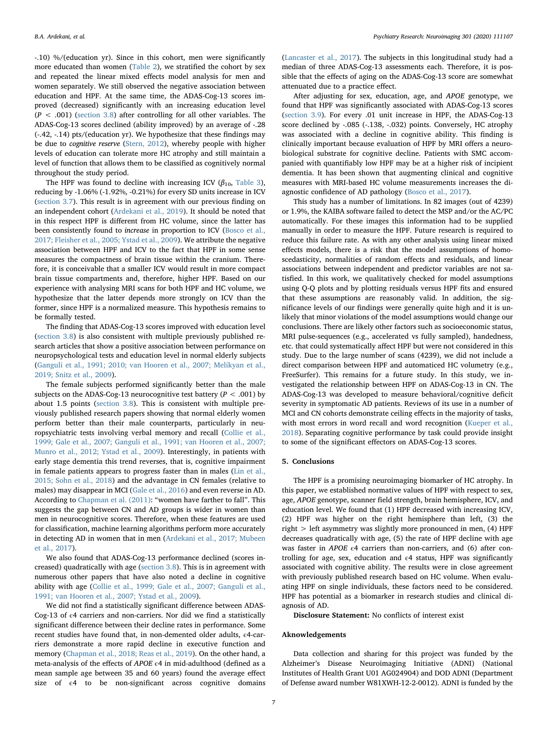-.10) %/(education yr). Since in this cohort, men were significantly more educated than women (Table 2), we stratified the cohort by sex and repeated the linear mixed effects model analysis for men and women separately. We still observed the negative association between education and HPF. At the same time, the ADAS-Cog-13 scores improved (decreased) significantly with an increasing education level ($P < .001$) (section 3.8) after controlling for all other variables. The ADAS-Cog-13 scores declined (ability improved) by an average of -.28 (-.42, -.14) pts/(education yr). We hypothesize that these findings may be due to *cognitive reserve* (Stern, 2012), whereby people with higher levels of education can tolerate more HC atrophy and still maintain a level of function that allows them to be classified as cognitively normal throughout the study period.

The HPF was found to decline with increasing ICV ($\beta_{10}$, Table 3), reducing by -1.06% (-1.92%, -0.21%) for every SD units increase in ICV (section 3.7). This result is in agreement with our previous finding on an independent cohort (Ardekani et al., 2019). It should be noted that in this respect HPF is different from HC volume, since the latter has been consistently found to *increase* in proportion to ICV (Bosco et al., 2017; Fleisher et al., 2005; Ystad et al., 2009). We attribute the negative association between HPF and ICV to the fact that HPF in some sense measures the compactness of brain tissue within the cranium. Therefore, it is conceivable that a smaller ICV would result in more compact brain tissue compartments and, therefore, higher HPF. Based on our experience with analysing MRI scans for both HPF and HC volume, we hypothesize that the latter depends more strongly on ICV than the former, since HPF is a normalized measure. This hypothesis remains to be formally tested.

The finding that ADAS-Cog-13 scores improved with education level (section 3.8) is also consistent with multiple previously published research articles that show a positive association between performance on neuropsychological tests and education level in normal elderly subjects (Ganguli et al., 1991; 2010; van Hooren et al., 2007; Melikyan et al., 2019; Snitz et al., 2009).

The female subjects performed significantly better than the male subjects on the ADAS-Cog-13 neurocognitive test battery ($P < .001$) by about 1.5 points (section 3.8). This is consistent with multiple previously published research papers showing that normal elderly women perform better than their male counterparts, particularly in neuropsychiatric tests involving verbal memory and recall (Collie et al., 1999; Gale et al., 2007; Ganguli et al., 1991; van Hooren et al., 2007; Munro et al., 2012; Ystad et al., 2009). Interestingly, in patients with early stage dementia this trend reverses, that is, cognitive impairment in female patients appears to progress faster than in males (Lin et al., 2015; Sohn et al., 2018) and the advantage in CN females (relative to males) may disappear in MCI (Gale et al., 2016) and even reverse in AD. According to Chapman et al. (2011): "women have farther to fall". This suggests the gap between CN and AD groups is wider in women than men in neurocognitive scores. Therefore, when these features are used for classification, machine learning algorithms perform more accurately in detecting AD in women that in men (Ardekani et al., 2017; Mubeen et al., 2017).

We also found that ADAS-Cog-13 performance declined (scores increased) quadratically with age (section 3.8). This is in agreement with numerous other papers that have also noted a decline in cognitive ability with age (Collie et al., 1999; Gale et al., 2007; Ganguli et al., 1991; van Hooren et al., 2007; Ystad et al., 2009).

We did not find a statistically significant difference between ADAS-Cog-13 of $\epsilon 4$ carriers and non-carriers. Nor did we find a statistically significant difference between their decline rates in performance. Some recent studies have found that, in non-demented older adults, $\epsilon 4$-carriers demonstrate a more rapid decline in executive function and memory (Chapman et al., 2018; Reas et al., 2019). On the other hand, a meta-analysis of the effects of *APOE* $\epsilon 4$ in mid-adulthood (defined as a mean sample age between 35 and 60 years) found the average effect size of $\epsilon 4$ to be non-significant across cognitive domains (Lancaster et al., 2017). The subjects in this longitudinal study had a median of three ADAS-Cog-13 assessments each. Therefore, it is possible that the effects of aging on the ADAS-Cog-13 score are somewhat attenuated due to a practice effect.

After adjusting for sex, education, age, and *APOE* genotype, we found that HPF was significantly associated with ADAS-Cog-13 scores (section 3.9). For every .01 unit increase in HPF, the ADAS-Cog-13 score declined by -.085 (-.138, -.032) points. Conversely, HC atrophy was associated with a decline in cognitive ability. This finding is clinically important because evaluation of HPF by MRI offers a neurobiological substrate for cognitive decline. Patients with SMC accompanied with quantifiably low HPF may be at a higher risk of incipient dementia. It has been shown that augmenting clinical and cognitive measures with MRI-based HC volume measurements increases the diagnostic confidence of AD pathology (Bosco et al., 2017).

This study has a number of limitations. In 82 images (out of 4239) or 1.9%, the KAIBA software failed to detect the MSP and/or the AC/PC automatically. For these images this information had to be supplied manually in order to measure the HPF. Future research is required to reduce this failure rate. As with any other analysis using linear mixed effects models, there is a risk that the model assumptions of homoscedasticity, normalities of random effects and residuals, and linear associations between independent and predictor variables are not satisfied. In this work, we qualitatively checked for model assumptions using Q-Q plots and by plotting residuals versus HPF fits and ensured that these assumptions are reasonably valid. In addition, the significance levels of our findings were generally quite high and it is unlikely that minor violations of the model assumptions would change our conclusions. There are likely other factors such as socioeconomic status, MRI pulse-sequences (e.g., accelerated vs fully sampled), handedness, etc. that could systematically affect HPF but were not considered in this study. Due to the large number of scans (4239), we did not include a direct comparison between HPF and automaticed HC volumetry (e.g., FreeSurfer). This remains for a future study. In this study, we investigated the relationship between HPF on ADAS-Cog-13 in CN. The ADAS-Cog-13 was developed to measure behavioral/cognitive deficit severity in symptomatic AD patients. Reviews of its use in a number of MCI and CN cohorts demonstrate ceiling effects in the majority of tasks, with most errors in word recall and word recognition (Kueper et al., 2018). Separating cognitive performance by task could provide insight to some of the significant effectors on ADAS-Cog-13 scores.

## 5. Conclusions

The HPF is a promising neuroimaging biomarker of HC atrophy. In this paper, we established normative values of HPF with respect to sex, age, *APOE* genotype, scanner field strength, brain hemisphere, ICV, and education level. We found that (1) HPF decreased with increasing ICV, (2) HPF was higher on the right hemisphere than left, (3) the right > left asymmetry was slightly more pronounced in men, (4) HPF decreases quadratically with age, (5) the rate of HPF decline with age was faster in *APOE* $\epsilon 4$ carriers than non-carriers, and (6) after controlling for age, sex, education and $\epsilon 4$ status, HPF was significantly associated with cognitive ability. The results were in close agreement with previously published research based on HC volume. When evaluating HPF on single individuals, these factors need to be considered. HPF has potential as a biomarker in research studies and clinical diagnosis of AD.

**Disclosure Statement:** No conflicts of interest exist

## Aknowledgements

Data collection and sharing for this project was funded by the Alzheimer's Disease Neuroimaging Initiative (ADNI) (National Institutes of Health Grant U01 AG024904) and DOD ADNI (Department of Defense award number W81XWH-12-2-0012). ADNI is funded by the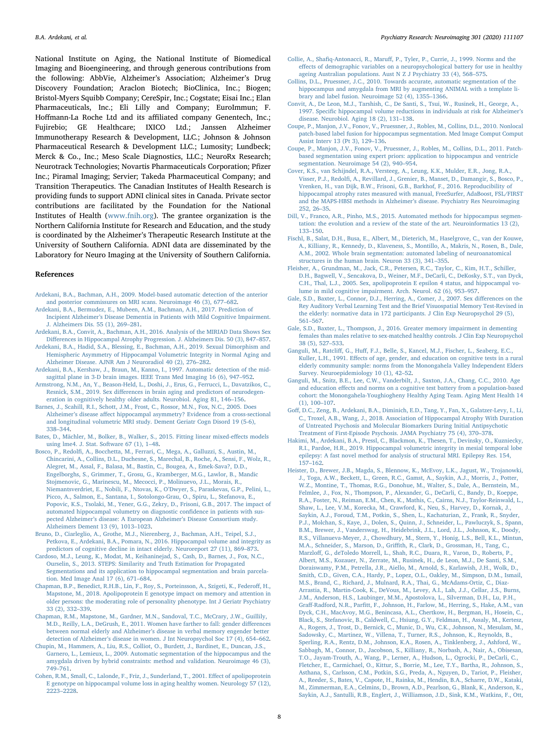National Institute on Aging, the National Institute of Biomedical Imaging and Bioengineering, and through generous contributions from the following: AbbVie, Alzheimer's Association; Alzheimer's Drug Discovery Foundation; Araclon Biotech; BioClinica, Inc.; Biogen; Bristol-Myers Squibb Company; CereSpir, Inc.; Cogstate; Eisai Inc.; Elan Pharmaceuticals, Inc.; Eli Lilly and Company; EuroImmun; F. Hoffmann-La Roche Ltd and its affiliated company Genentech, Inc.; Fujirebio; GE Healthcare; IXICO Ltd.; Janssen Alzheimer Immunotherapy Research & Development, LLC.; Johnson & Johnson Pharmaceutical Research & Development LLC.; Lumosity; Lundbeck; Merck & Co., Inc.; Meso Scale Diagnostics, LLC.; NeuroRx Research; Neurotrack Technologies; Novartis Pharmaceuticals Corporation; Pfizer Inc.; Piramal Imaging; Servier; Takeda Pharmaceutical Company; and Transition Therapeutics. The Canadian Institutes of Health Research is providing funds to support ADNI clinical sites in Canada. Private sector contributions are facilitated by the Foundation for the National Institutes of Health (www.fnih.org). The grantee organization is the Northern California Institute for Research and Education, and the study is coordinated by the Alzheimer's Therapeutic Research Institute at the University of Southern California. ADNI data are disseminated by the Laboratory for Neuro Imaging at the University of Southern California.

## References

Ardekani, B.A., Bachman, A.H., 2009. Model-based automatic detection of the anterior and posterior commissures on MRI scans. Neuroimage 46 (3), 677–682.

Ardekani, B.A., Bermudez, E., Mubeen, A.M., Bachman, A.H., 2017. Prediction of Incipient Alzheimer's Disease Dementia in Patients with Mild Cognitive Impairment. J. Alzheimers Dis. 55 (1), 269–281.

Ardekani, B.A., Convit, A., Bachman, A.H., 2016. Analysis of the MIRIAD Data Shows Sex Differences in Hippocampal Atrophy Progression. J. Alzheimers Dis. 50 (3), 847–857.

Ardekani, B.A., Hadid, S.A., Blessing, E., Bachman, A.H., 2019. Sexual Dimorphism and Hemispheric Asymmetry of Hippocampal Volumetric Integrity in Normal Aging and Alzheimer Disease. AJNR Am J Neuroradiol 40 (2), 276–282.

Ardekani, B.A., Kershaw, J., Braun, M., Kanno, I., 1997. Automatic detection of the mid-sagittal plane in 3-D brain images. IEEE Trans Med Imaging 16 (6), 947–952.

Armstrong, N.M., An, Y., Beason-Held, L., Doshi, J., Erus, G., Ferrucci, L., Davatzikos, C., Resnick, S.M., 2019. Sex differences in brain aging and predictors of neurodegeneration in cognitively healthy older adults. Neurobiol. Aging 81, 146–156.

Barnes, J., Scahill, R.I., Schott, J.M., Frost, C., Rossor, M.N., Fox, N.C., 2005. Does Alzheimer's disease affect hippocampal asymmetry? Evidence from a cross-sectional and longitudinal volumetric MRI study. Dement Geriatr Cogn Disord 19 (5-6), 338–344.

Bates, D., Mächler, M., Bolker, B., Walker, S., 2015. Fitting linear mixed-effects models using lme4. J. Stat. Software 67 (1), 1–48.

Bosco, P., Redolfi, A., Bocchetta, M., Ferrari, C., Mega, A., Galluzzi, S., Austin, M., Chincarini, A., Collins, D.L., Duchesne, S., Marechal, B., Roche, A., Sensi, F., Wolz, R., Alegret, M., Assal, F., Balasa, M., Bastin, C., Bougea, A., Emek-Sava?, D.D., Engelborghs, S., Grimmer, T., Grosu, G., Kramberger, M.G., Lawlor, B., Mandic Stojmenovic, G., Marinescu, M., Mecocci, P., Molinuevo, J.L., Morais, R., Niemantsverdriet, E., Nobili, F., Ntovas, K., O'Dwyer, S., Paraskevas, G.P., Pelini, L., Picco, A., Salmon, E., Santana, I., Sotolongo-Grau, O., Spiru, L., Stefanova, E., Popovic, K.S., Tsolaki, M., Yener, G.G., Zekry, D., Frisoni, G.B., 2017. The impact of automated hippocampal volumetry on diagnostic confidence in patients with suspected Alzheimer's disease: A European Alzheimer's Disease Consortium study. Alzheimers Dement 13 (9), 1013–1023.

Bruno, D., Ciarleglio, A., Grothe, M.J., Nierenberg, J., Bachman, A.H., Teipel, S.J., Petkova, E., Ardekani, B.A., Pomara, N., 2016. Hippocampal volume and integrity as predictors of cognitive decline in intact elderly. Neuroreport 27 (11), 869–873.

Cardoso, M.J., Leung, K., Modat, M., Keihaninejad, S., Cash, D., Barnes, J., Fox, N.C., Ourselin, S., 2013. STEPS: Similarity and Truth Estimation for Propagated Segmentations and its application to hippocampal segmentation and brain parcelation. Med Image Anal 17 (6), 671–684.

Chapman, B.P., Benedict, R.H.B., Lin, F., Roy, S., Porteinsson, A., Szigeti, K., Federoff, H., Mapstone, M., 2018. Apolipoprotein E genotype impact on memory and attention in older persons: the moderating role of personality phenotype. Int J Geriatr Psychiatry 33 (2), 332–339.

Chapman, R.M., Mapstone, M., Gardner, M.N., Sandoval, T.C., McCrary, J.W., Guillily, M.D., Reilly, L.A., DeGrush, E., 2011. Women have farther to fall: gender differences between normal elderly and Alzheimer's disease in verbal memory engender better detection of Alzheimer's disease in women. J Int Neuropsychol Soc 17 (4), 654–662.

Chupin, M., Hammers, A., Liu, R.S., Colliot, O., Burdett, J., Bardinet, E., Duncan, J.S., Garnero, L., Lemieux, L., 2009. Automatic segmentation of the hippocampus and the amygdala driven by hybrid constraints: method and validation. Neuroimage 46 (3), 749–761.

Cohen, R.M., Small, C., Lalonde, F., Friz, J., Sunderland, T., 2001. Effect of apolipoprotein E genotype on hippocampal volume loss in aging healthy women. Neurology 57 (12), 2223–2228.

Collie, A., Shafiq-Antonacci, R., Maruff, P., Tyler, P., Currie, J., 1999. Norms and the effects of demographic variables on a neuropsychological battery for use in healthy ageing Australian populations. Aust N Z J Psychiatry 33 (4), 568–575.

Collins, D.L., Pruessner, J.C., 2010. Towards accurate, automatic segmentation of the hippocampus and amygdala from MRI by augmenting ANIMAL with a template library and label fusion. Neuroimage 52 (4), 1355–1366.

Convit, A., De Leon, M.J., Tarshish, C., De Santi, S., Tsui, W., Rusinek, H., George, A., 1997. Specific hippocampal volume reductions in individuals at risk for Alzheimer's disease. Neurobiol. Aging 18 (2), 131–138.

Coupe, P., Manjon, J.V., Fonov, V., Pruessner, J., Robles, M., Collins, D.L., 2010. Nonlocal patch-based label fusion for hippocampus segmentation. Med Image Comput Comput Assist Interv 13 (Pt 3), 129–136.

Coupe, P., Manjon, J.V., Fonov, V., Pruessner, J., Robles, M., Collins, D.L., 2011. Patch-based segmentation using expert priors: application to hippocampus and ventricle segmentation. Neuroimage 54 (2), 940–954.

Cover, K.S., van Schijndel, R.A., Versteeg, A., Leung, K.K., Mulder, E.R., Jong, R.A., Visser, P.J., Redolfi, A., Revillard, J., Grenier, B., Manset, D., Damangir, S., Bosco, P., Vrenken, H., van Dijk, B.W., Frisoni, G.B., Barkhof, F., 2016. Reproducibility of hippocampal atrophy rates measured with manual, FreeSurfer, AdaBoost, FSL/FIRST and the MAPS-HBSI methods in Alzheimer's disease. Psychiatry Res Neuroimaging 252, 26–35.

Dill, V., Franco, A.R., Pinho, M.S., 2015. Automated methods for hippocampus segmentation: the evolution and a review of the state of the art. Neuroinformatics 13 (2), 133–150.

Fischl, B., Salat, D.H., Busa, E., Albert, M., Dieterich, M., Haselgrove, C., van der Kouwe, A., Killiany, R., Kennedy, D., Klaveness, S., Montillo, A., Makris, N., Rosen, B., Dale, A.M., 2002. Whole brain segmentation: automated labeling of neuroanatomical structures in the human brain. Neuron 33 (3), 341–355.

Fleisher, A., Grundman, M., Jack, C.R., Petersen, R.C., Taylor, C., Kim, H.T., Schiller, D.H., Bagwell, V., Sencakova, D., Weiner, M.F., DeCarli, C., DeKosky, S.T., van Dyck, C.H., Thal, L.J., 2005. Sex, apolipoprotein E epsilon 4 status, and hippocampal volume in mild cognitive impairment. Arch. Neurol. 62 (6), 953–957.

Gale, S.D., Baxter, L., Connor, D.J., Herring, A., Comer, J., 2007. Sex differences on the Rey Auditory Verbal Learning Test and the Brief Visuospatial Memory Test-Revised in the elderly: normative data in 172 participants. J Clin Exp Neuropsychol 29 (5), 561–567.

Gale, S.D., Baxter, L., Thompson, J., 2016. Greater memory impairment in dementing females than males relative to sex-matched healthy controls. J Clin Exp Neuropsychol 38 (5), 527–533.

Ganguli, M., Ratcliff, G., Huff, F.J., Belle, S., Kancel, M.J., Fischer, L., Seaberg, E.C., Kuller, L.H., 1991. Effects of age, gender, and education on cognitive tests in a rural elderly community sample: norms from the Monongahela Valley Independent Elders Survey. Neuroepidemiology 10 (1), 42–52.

Ganguli, M., Snitz, B.E., Lee, C.W., Vanderbilt, J., Saxton, J.A., Chang, C.C., 2010. Age and education effects and norms on a cognitive test battery from a population-based cohort: the Monongahela-Youghiogheny Healthy Aging Team. Aging Ment Health 14 (1), 100–107.

Goff, D.C., Zeng, B., Ardekani, B.A., Diminich, E.D., Tang, Y., Fan, X., Galatzer-Levy, I., Li, C., Troxel, A.B., Wang, J., 2018. Association of Hippocampal Atrophy With Duration of Untreated Psychosis and Molecular Biomarkers During Initial Antipsychotic Treatment of First-Episode Psychosis. JAMA Psychiatry 75 (4), 370–378.

Hakimi, M., Ardekani, B.A., Pressl, C., Blackmon, K., Thesen, T., Devinsky, O., Kuzniecky, R.I., Pardoe, H.R., 2019. Hippocampal volumetric integrity in mesial temporal lobe epilepsy: A fast novel method for analysis of structural MRI. Epilepsy Res. 154, 157–162.

Heister, D., Brewer, J.B., Magda, S., Blennow, K., McEvoy, L.K., Jagust, W., Trojanowski, J., Toga, A.W., Beckett, L., Green, R.C., Gamst, A., Saykin, A.J., Morris, J., Potter, W.Z., Montine, T., Thomas, R.G., Donohue, M., Walter, S., Dale, A., Bernstein, M., Felmlee, J., Fox, N., Thompson, P., Alexander, G., DeCarli, C., Bandy, D., Koeppe, R.A., Foster, N., Reiman, E.M., Chen, K., Mathis, C., Cairns, N.J., Taylor-Reinwald, L., Shaw, L., Lee, V.M., Korecka, M., Crawford, K., Neu, S., Harvey, D., Kornak, J., Saykin, A.J., Foroud, T.M., Potkin, S., Shen, L., Kachaturian, Z., Frank, R., Snyder, P.J., Molchan, S., Kaye, J., Dolen, S., Quinn, J., Schneider, L., Pawluczyk, S., Spann, B.M., Brewer, J., Vanderswag, H., Heidebrink, J.L., Lord, J.L., Johnson, K., Doody, R.S., Villanueva-Meyer, J., Chowdhury, M., Stern, Y., Honig, L.S., Bell, K.L., Mintun, M.A., Schneider, S., Marson, D., Griffith, R., Clark, D., Grossman, H., Tang, C., Marzloff, G., deToledo Morrell, L., Shah, R.C., Duara, R., Varon, D., Roberts, P., Albert, M.S., Kozauer, N., Zerrate, M., Rusinek, H., de Leon, M.J., De Santi, S.M., Doraiswamy, P.M., Petrella, J.R., Aiello, M., Arnold, S., Karlawish, J.H., Wolk, D., Smith, C.D., Given, C.A., Hardy, P., Lopez, O.L., Oakley, M., Simpson, D.M., Ismail, M.S., Brand, C., Richard, J., Mulnard, R.A., Thai, G., McAdams-Ortiz, C., Diaz-Arrastia, R., Martin-Cook, K., DeVous, M., Levey, A.I., Lah, J.J., Cellar, J.S., Burns, J.M., Anderson, H.S., Laubinger, M.M., Apostolova, L., Silverman, D.H., Lu, P.H., Graff-Radford, N.R., Parfitt, F., Johnson, H., Farlow, M., Herring, S., Hake, A.M., van Dyck, C.H., MacAvoy, M.G., Benincasa, A.L., Chertkow, H., Bergman, H., Hosein, C., Black, S., Stefanovic, B., Caldwell, C., Hsiung, G.Y., Feldman, H., Assaly, M., Kertesz, A., Rogers, J., Trost, D., Bernick, C., Munic, D., Wu, C.K., Johnson, N., Mesulam, M., Sadowsky, C., Martinez, W., Villena, T., Turner, R.S., Johnson, K., Reynolds, B., Sperling, R.A., Rentz, D.M., Johnson, K.A., Rosen, A., Tinklenberg, J., Ashford, W., Sabbagh, M., Connor, D., Jacobson, S., Killiany, R., Norbash, A., Nair, A., Obisesan, T.O., Jayam-Trouth, A., Wang, P., Lerner, A., Hudson, L., Ogrocki, P., DeCarli, C., Fletcher, E., Carmichael, O., Kittur, S., Borrie, M., Lee, T.Y., Bartha, R., Johnson, S., Asthana, S., Carlsson, C.M., Potkin, S.G., Preda, A., Nguyen, D., Tariot, P., Fleisher, A., Reeder, S., Bates, V., Capote, H., Rainka, M., Hendin, B.A., Scharre, D.W., Kataki, M., Zimmerman, E.A., Celmins, D., Brown, A.D., Pearlson, G., Blank, K., Anderson, K., Saykin, A.J., Santulli, R.B., Englert, J., Williamson, J.D., Sink, K.M., Watkins, F., Ott,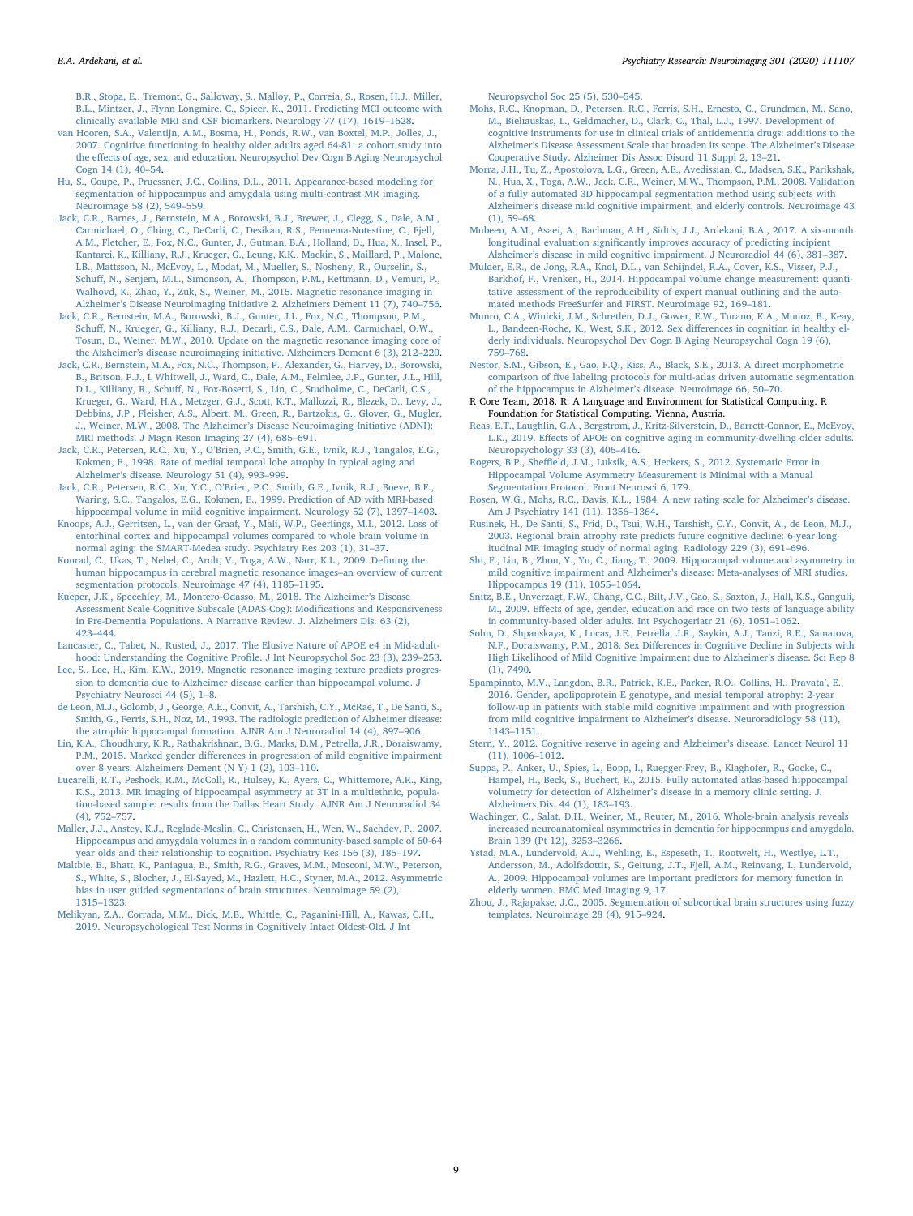B.R., Stopa, E., Tremont, G., Salloway, S., Malloy, P., Correia, S., Rosen, H.J., Miller, B.L., Mintzer, J., Flynn Longmire, C., Spicer, K., 2011. Predicting MCI outcome with clinically available MRI and CSF biomarkers. Neurology 77 (17), 1619–1628.

van Hooren, S.A., Valentijn, A.M., Bosma, H., Ponds, R.W., van Boxtel, M.P., Jolles, J., 2007. Cognitive functioning in healthy older adults aged 64-81: a cohort study into the effects of age, sex, and education. Neuropsychol Dev Cogn B Aging Neuropsychol Cogn 14 (1), 40–54.

Hu, S., Coupe, P., Pruessner, J.C., Collins, D.L., 2011. Appearance-based modeling for segmentation of hippocampus and amygdala using multi-contrast MR imaging. Neuroimage 58 (2), 549–559.

Jack, C.R., Barnes, J., Bernstein, M.A., Borowski, B.J., Brewer, J., Clegg, S., Dale, A.M., Carmichael, O., Ching, C., DeCarli, C., Desikan, R.S., Fennema-Notestine, C., Fjell, A.M., Fletcher, E., Fox, N.C., Gunter, J., Gutman, B.A., Holland, D., Hua, X., Insel, P., Kantarci, K., Killiany, R.J., Krueger, G., Leung, K.K., Mackin, S., Maillard, P., Malone, I.B., Mattsson, N., McEvoy, L., Modat, M., Mueller, S., Nosheny, R., Ourselin, S., Schuff, N., Senjem, M.L., Simonson, A., Thompson, P.M., Rettmann, D., Vemuri, P., Walhovd, K., Zhao, Y., Zuk, S., Weiner, M., 2015. Magnetic resonance imaging in Alzheimer's Disease Neuroimaging Initiative 2. Alzheimers Dement 11 (7), 740–756.

Jack, C.R., Bernstein, M.A., Borowski, B.J., Gunter, J.L., Fox, N.C., Thompson, P.M., Schuff, N., Krueger, G., Killiany, R.J., Decarli, C.S., Dale, A.M., Carmichael, O.W., Tosun, D., Weiner, M.W., 2010. Update on the magnetic resonance imaging core of the Alzheimer's disease neuroimaging initiative. Alzheimers Dement 6 (3), 212–220.

Jack, C.R., Bernstein, M.A., Fox, N.C., Thompson, P., Alexander, G., Harvey, D., Borowski, B., Britson, P.J., L Whitwell, J., Ward, C., Dale, A.M., Felmlee, J.P., Gunter, J.L., Hill, D.L., Killiany, R., Schuff, N., Fox-Bosetti, S., Lin, C., Studholme, C., DeCarli, C.S., Krueger, G., Ward, H.A., Metzger, G.J., Scott, K.T., Mallozzi, R., Blezek, D., Levy, J., Debbins, J.P., Fleisher, A.S., Albert, M., Green, R., Bartzokis, G., Glover, G., Mugler, J., Weiner, M.W., 2008. The Alzheimer's Disease Neuroimaging Initiative (ADNI): MRI methods. J Magn Reson Imaging 27 (4), 685–691.

Jack, C.R., Petersen, R.C., Xu, Y., O'Brien, P.C., Smith, G.E., Ivnik, R.J., Tangalos, E.G., Kokmen, E., 1998. Rate of medial temporal lobe atrophy in typical aging and Alzheimer's disease. Neurology 51 (4), 993–999.

Jack, C.R., Petersen, R.C., Xu, Y.C., O'Brien, P.C., Smith, G.E., Ivnik, R.J., Boeve, B.F., Waring, S.C., Tangalos, E.G., Kokmen, E., 1999. Prediction of AD with MRI-based hippocampal volume in mild cognitive impairment. Neurology 52 (7), 1397–1403.

Knoops, A.J., Gerritsen, L., van der Graaf, Y., Mali, W.P., Geerlings, M.I., 2012. Loss of entorhinal cortex and hippocampal volumes compared to whole brain volume in normal aging: the SMART-Medea study. Psychiatry Res 203 (1), 31–37.

Konrad, C., Ukas, T., Nebel, C., Arolt, V., Toga, A.W., Narr, K.L., 2009. Defining the human hippocampus in cerebral magnetic resonance images–an overview of current segmentation protocols. Neuroimage 47 (4), 1185–1195.

Kueper, J.K., Speechley, M., Montero-Odasso, M., 2018. The Alzheimer's Disease Assessment Scale-Cognitive Subscale (ADAS-Cog): Modifications and Responsiveness in Pre-Dementia Populations. A Narrative Review. J. Alzheimers Dis. 63 (2), 423–444.

Lancaster, C., Tabet, N., Rusted, J., 2017. The Elusive Nature of APOE e4 in Mid-adulthood: Understanding the Cognitive Profile. J Int Neuropsychol Soc 23 (3), 239–253.

Lee, S., Lee, H., Kim, K.W., 2019. Magnetic resonance imaging texture predicts progression to dementia due to Alzheimer disease earlier than hippocampal volume. J Psychiatry Neurosci 44 (5), 1–8.

de Leon, M.J., Golomb, J., George, A.E., Convit, A., Tarshish, C.Y., McRae, T., De Santi, S., Smith, G., Ferris, S.H., Noz, M., 1993. The radiologic prediction of Alzheimer disease: the atrophic hippocampal formation. AJNR Am J Neuroradiol 14 (4), 897–906.

Lin, K.A., Choudhury, K.R., Rathakrishnan, B.G., Marks, D.M., Petrella, J.R., Doraiswamy, P.M., 2015. Marked gender differences in progression of mild cognitive impairment over 8 years. Alzheimers Dement (N Y) 1 (2), 103–110.

Lucarelli, R.T., Peshock, R.M., McColl, R., Hulsey, K., Ayers, C., Whittemore, A.R., King, K.S., 2013. MR imaging of hippocampal asymmetry at 3T in a multiethnic, population-based sample: results from the Dallas Heart Study. AJNR Am J Neuroradiol 34 (4), 752–757.

Maller, J.J., Anstey, K.J., Reglade-Meslin, C., Christensen, H., Wen, W., Sachdev, P., 2007. Hippocampus and amygdala volumes in a random community-based sample of 60-64 year olds and their relationship to cognition. Psychiatry Res 156 (3), 185–197.

Maltbie, E., Bhatt, K., Paniagua, B., Smith, R.G., Graves, M.M., Mosconi, M.W., Peterson, S., White, S., Blocher, J., El-Sayed, M., Hazlett, H.C., Styner, M.A., 2012. Asymmetric bias in user guided segmentations of brain structures. Neuroimage 59 (2), 1315–1323.

Melikyan, Z.A., Corrada, M.M., Dick, M.B., Whittle, C., Paganini-Hill, A., Kawas, C.H., 2019. Neuropsychological Test Norms in Cognitively Intact Oldest-Old. J Int Neuropsychol Soc 25 (5), 530–545.

Mohs, R.C., Knopman, D., Petersen, R.C., Ferris, S.H., Ernesto, C., Grundman, M., Sano, M., Bieliauskas, L., Geldmacher, D., Clark, C., Thal, L.J., 1997. Development of cognitive instruments for use in clinical trials of antidementia drugs: additions to the Alzheimer's Disease Assessment Scale that broaden its scope. The Alzheimer's Disease Cooperative Study. Alzheimer Dis Assoc Disord 11 Suppl 2, 13–21.

Morra, J.H., Tu, Z., Apostolova, L.G., Green, A.E., Avedissian, C., Madsen, S.K., Parikshak, N., Hua, X., Toga, A.W., Jack, C.R., Weiner, M.W., Thompson, P.M., 2008. Validation of a fully automated 3D hippocampal segmentation method using subjects with Alzheimer's disease mild cognitive impairment, and elderly controls. Neuroimage 43 (1), 59–68.

Mubeen, A.M., Asaei, A., Bachman, A.H., Sidtis, J.J., Ardekani, B.A., 2017. A six-month longitudinal evaluation significantly improves accuracy of predicting incipient Alzheimer's disease in mild cognitive impairment. J Neuroradiol 44 (6), 381–387.

Mulder, E.R., de Jong, R.A., Knol, D.L., van Schijndel, R.A., Cover, K.S., Visser, P.J., Barkhof, F., Vrenken, H., 2014. Hippocampal volume change measurement: quantitative assessment of the reproducibility of expert manual outlining and the automated methods FreeSurfer and FIRST. Neuroimage 92, 169–181.

Munro, C.A., Winicki, J.M., Schretlen, D.J., Gower, E.W., Turano, K.A., Munoz, B., Keay, L., Bandeen-Roche, K., West, S.K., 2012. Sex differences in cognition in healthy elderly individuals. Neuropsychol Dev Cogn B Aging Neuropsychol Cogn 19 (6), 759–768.

Nestor, S.M., Gibson, E., Gao, F.Q., Kiss, A., Black, S.E., 2013. A direct morphometric comparison of five labeling protocols for multi-atlas driven automatic segmentation of the hippocampus in Alzheimer's disease. Neuroimage 66, 50–70.

R Core Team, 2018. R: A Language and Environment for Statistical Computing. R Foundation for Statistical Computing. Vienna, Austria.

Reas, E.T., Laughlin, G.A., Bergstrom, J., Kritz-Silverstein, D., Barrett-Connor, E., McEvoy, L.K., 2019. Effects of APOE on cognitive aging in community-dwelling older adults. Neuropsychology 33 (3), 406–416.

Rogers, B.P., Sheffield, J.M., Luksik, A.S., Heckers, S., 2012. Systematic Error in Hippocampal Volume Asymmetry Measurement is Minimal with a Manual Segmentation Protocol. Front Neurosci 6, 179.

Rosen, W.G., Mohs, R.C., Davis, K.L., 1984. A new rating scale for Alzheimer's disease. Am J Psychiatry 141 (11), 1356–1364.

Rusinek, H., De Santi, S., Frid, D., Tsui, W.H., Tarshish, C.Y., Convit, A., de Leon, M.J., 2003. Regional brain atrophy rate predicts future cognitive decline: 6-year longitudinal MR imaging study of normal aging. Radiology 229 (3), 691–696.

Shi, F., Liu, B., Zhou, Y., Yu, C., Jiang, T., 2009. Hippocampal volume and asymmetry in mild cognitive impairment and Alzheimer's disease: Meta-analyses of MRI studies. Hippocampus 19 (11), 1055–1064.

Snitz, B.E., Unverzagt, F.W., Chang, C.C., Bilt, J.V., Gao, S., Saxton, J., Hall, K.S., Ganguli, M., 2009. Effects of age, gender, education and race on two tests of language ability in community-based older adults. Int Psychogeriatr 21 (6), 1051–1062.

Sohn, D., Shpanskaya, K., Lucas, J.E., Petrella, J.R., Saykin, A.J., Tanzi, R.E., Samatova, N.F., Doraiswamy, P.M., 2018. Sex Differences in Cognitive Decline in Subjects with High Likelihood of Mild Cognitive Impairment due to Alzheimer's disease. Sci Rep 8 (1), 7490.

Spampinato, M.V., Langdon, B.R., Patrick, K.E., Parker, R.O., Collins, H., Pravata', E., 2016. Gender, apolipoprotein E genotype, and mesial temporal atrophy: 2-year follow-up in patients with stable mild cognitive impairment and with progression from mild cognitive impairment to Alzheimer's disease. Neuroradiology 58 (11), 1143–1151.

Stern, Y., 2012. Cognitive reserve in ageing and Alzheimer's disease. Lancet Neurol 11 (11), 1006–1012.

Suppa, P., Anker, U., Spies, L., Bopp, I., Ruegger-Frey, B., Klaghofer, R., Gocke, C., Hampel, H., Beck, S., Buchert, R., 2015. Fully automated atlas-based hippocampal volumetry for detection of Alzheimer's disease in a memory clinic setting. J. Alzheimers Dis. 44 (1), 183–193.

Wachinger, C., Salat, D.H., Weiner, M., Reuter, M., 2016. Whole-brain analysis reveals increased neuroanatomical asymmetries in dementia for hippocampus and amygdala. Brain 139 (Pt 12), 3253–3266.

Ystad, M.A., Lundervold, A.J., Wehling, E., Espeseth, T., Rootwelt, H., Westlye, L.T., Andersson, M., Adolfsdottir, S., Geitung, J.T., Fjell, A.M., Reinvang, I., Lundervold, A., 2009. Hippocampal volumes are important predictors for memory function in elderly women. BMC Med Imaging 9, 17.

Zhou, J., Rajapakse, J.C., 2005. Segmentation of subcortical brain structures using fuzzy templates. Neuroimage 28 (4), 915–924.